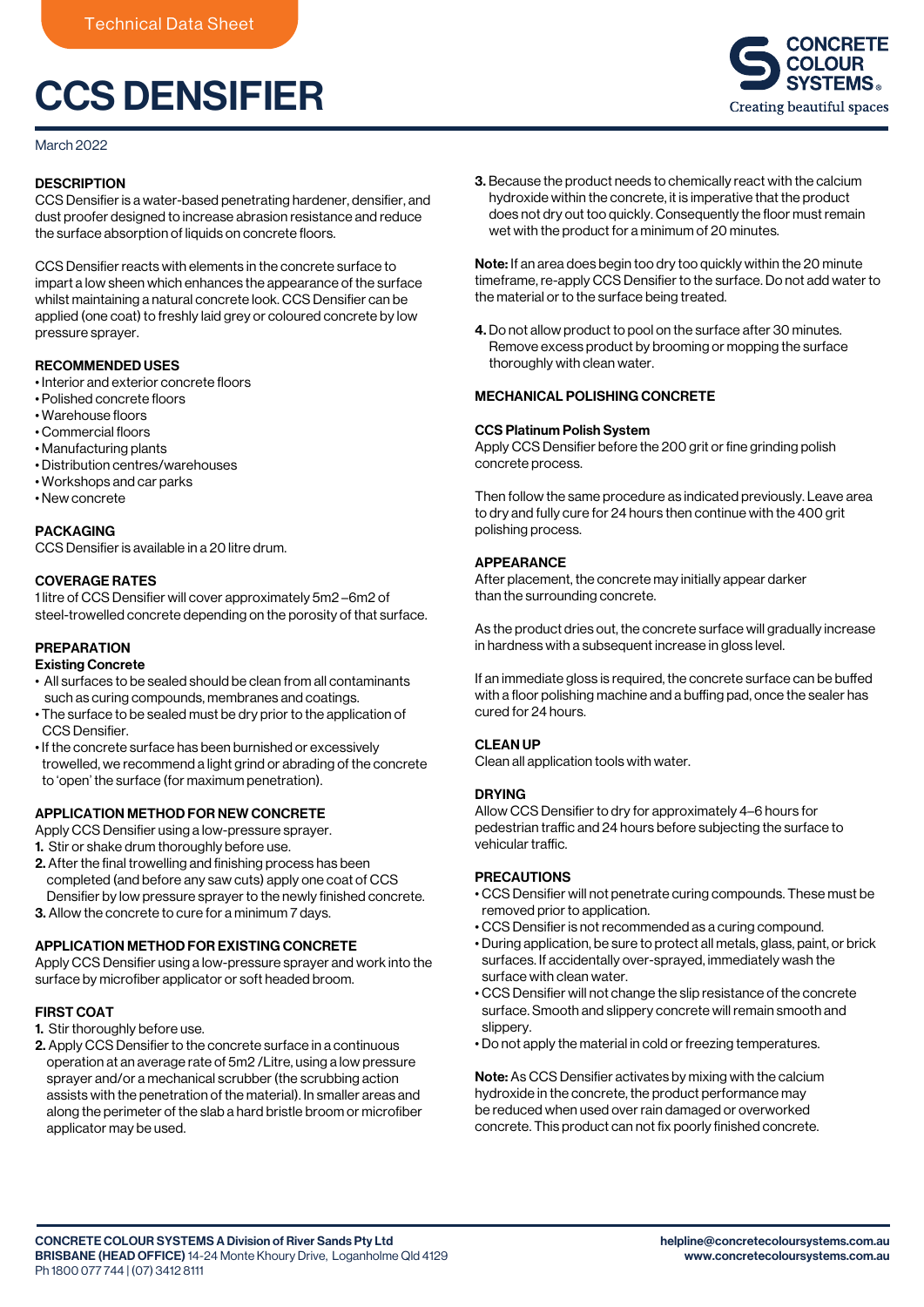Technical Data Sheet

# CCS DENSIFIER

March 2022

## DESCRIPTION

CCS Densifier is a water-based penetrating hardener, densifier, and dust proofer designed to increase abrasion resistance and reduce the surface absorption of liquids on concrete floors.

CCS Densifier reacts with elements in the concrete surface to impart a low sheen which enhances the appearance of the surface whilst maintaining a natural concrete look. CCS Densifier can be applied (one coat) to freshly laid grey or coloured concrete by low pressure sprayer.

## RECOMMENDED USES

- Interior and exterior concrete floors
- Polished concrete floors
- Warehouse floors
- Commercial floors
- Manufacturing plants
- Distribution centres/warehouses
- Workshops and car parks
- New concrete

## PACKAGING

CCS Densifier is available in a 20 litre drum.

## COVERAGE RATES

1 litre of CCS Densifier will cover approximately 5m2 –6m2 of steel-trowelled concrete depending on the porosity of that surface.

## PREPARATION

### Existing Concrete

- All surfaces to be sealed should be clean from all contaminants such as curing compounds, membranes and coatings.
- The surface to be sealed must be dry prior to the application of CCS Densifier.
- If the concrete surface has been burnished or excessively trowelled, we recommend a light grind or abrading of the concrete to 'open' the surface (for maximum penetration).

## APPLICATION METHOD FOR NEW CONCRETE

Apply CCS Densifier using a low-pressure sprayer.

1. Stir or shake drum thoroughly before use.
2. After the final trowelling and finishing process has been completed (and before any saw cuts) apply one coat of CCS Densifier by low pressure sprayer to the newly finished concrete.
3. Allow the concrete to cure for a minimum 7 days.

## APPLICATION METHOD FOR EXISTING CONCRETE

Apply CCS Densifier using a low-pressure sprayer and work into the surface by microfiber applicator or soft headed broom.

## FIRST COAT

1. Stir thoroughly before use.
2. Apply CCS Densifier to the concrete surface in a continuous operation at an average rate of 5m2 /Litre, using a low pressure sprayer and/or a mechanical scrubber (the scrubbing action assists with the penetration of the material). In smaller areas and along the perimeter of the slab a hard bristle broom or microfiber applicator may be used.
3. Because the product needs to chemically react with the calcium hydroxide within the concrete, it is imperative that the product does not dry out too quickly. Consequently the floor must remain wet with the product for a minimum of 20 minutes.

**Note:** If an area does begin too dry too quickly within the 20 minute timeframe, re-apply CCS Densifier to the surface. Do not add water to the material or to the surface being treated.

4. Do not allow product to pool on the surface after 30 minutes. Remove excess product by brooming or mopping the surface thoroughly with clean water.

## MECHANICAL POLISHING CONCRETE

### CCS Platinum Polish System

Apply CCS Densifier before the 200 grit or fine grinding polish concrete process.

Then follow the same procedure as indicated previously. Leave area to dry and fully cure for 24 hours then continue with the 400 grit polishing process.

## APPEARANCE

After placement, the concrete may initially appear darker than the surrounding concrete.

As the product dries out, the concrete surface will gradually increase in hardness with a subsequent increase in gloss level.

If an immediate gloss is required, the concrete surface can be buffed with a floor polishing machine and a buffing pad, once the sealer has cured for 24 hours.

## CLEAN UP

Clean all application tools with water.

## DRYING

Allow CCS Densifier to dry for approximately 4–6 hours for pedestrian traffic and 24 hours before subjecting the surface to vehicular traffic.

## PRECAUTIONS

- CCS Densifier will not penetrate curing compounds. These must be removed prior to application.
- CCS Densifier is not recommended as a curing compound.
- During application, be sure to protect all metals, glass, paint, or brick surfaces. If accidentally over-sprayed, immediately wash the surface with clean water.
- CCS Densifier will not change the slip resistance of the concrete surface. Smooth and slippery concrete will remain smooth and slippery.
- Do not apply the material in cold or freezing temperatures.

**Note:** As CCS Densifier activates by mixing with the calcium hydroxide in the concrete, the product performance may be reduced when used over rain damaged or overworked concrete. This product can not fix poorly finished concrete.

**CONCRETE COLOUR SYSTEMS A Division of River Sands Pty Ltd**
**BRISBANE (HEAD OFFICE)** 14-24 Monte Khoury Drive, Loganholme Qld 4129
Ph 1800 077 744 | (07) 3412 8111

**helpline@concretecoloursystems.com.au**
**www.concretecoloursystems.com.au**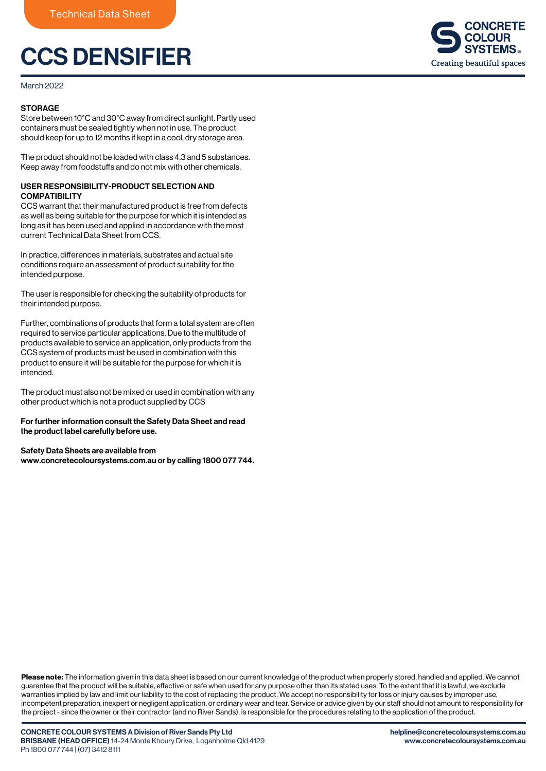# CCS DENSIFIER

March 2022

### STORAGE

Store between 10°C and 30°C away from direct sunlight. Partly used containers must be sealed tightly when not in use. The product should keep for up to 12 months if kept in a cool, dry storage area.

The product should not be loaded with class 4.3 and 5 substances. Keep away from foodstuffs and do not mix with other chemicals.

### USER RESPONSIBILITY-PRODUCT SELECTION AND COMPATIBILITY

CCS warrant that their manufactured product is free from defects as well as being suitable for the purpose for which it is intended as long as it has been used and applied in accordance with the most current Technical Data Sheet from CCS.

In practice, differences in materials, substrates and actual site conditions require an assessment of product suitability for the intended purpose.

The user is responsible for checking the suitability of products for their intended purpose.

Further, combinations of products that form a total system are often required to service particular applications. Due to the multitude of products available to service an application, only products from the CCS system of products must be used in combination with this product to ensure it will be suitable for the purpose for which it is intended.

The product must also not be mixed or used in combination with any other product which is not a product supplied by CCS

**For further information consult the Safety Data Sheet and read the product label carefully before use.**

**Safety Data Sheets are available from www.concretecoloursystems.com.au or by calling 1800 077 744.**

**Please note:** The information given in this data sheet is based on our current knowledge of the product when properly stored, handled and applied. We cannot guarantee that the product will be suitable, effective or safe when used for any purpose other than its stated uses. To the extent that it is lawful, we exclude warranties implied by law and limit our liability to the cost of replacing the product. We accept no responsibility for loss or injury causes by improper use, incompetent preparation, inexpert or negligent application, or ordinary wear and tear. Service or advice given by our staff should not amount to responsibility for the project - since the owner or their contractor (and no River Sands), is responsible for the procedures relating to the application of the product.

**CONCRETE COLOUR SYSTEMS A Division of River Sands Pty Ltd**
**BRISBANE (HEAD OFFICE)** 14-24 Monte Khoury Drive, Loganholme Qld 4129
Ph 1800 077 744 | (07) 3412 8111

**helpline@concretecoloursystems.com.au**
**www.concretecoloursystems.com.au**